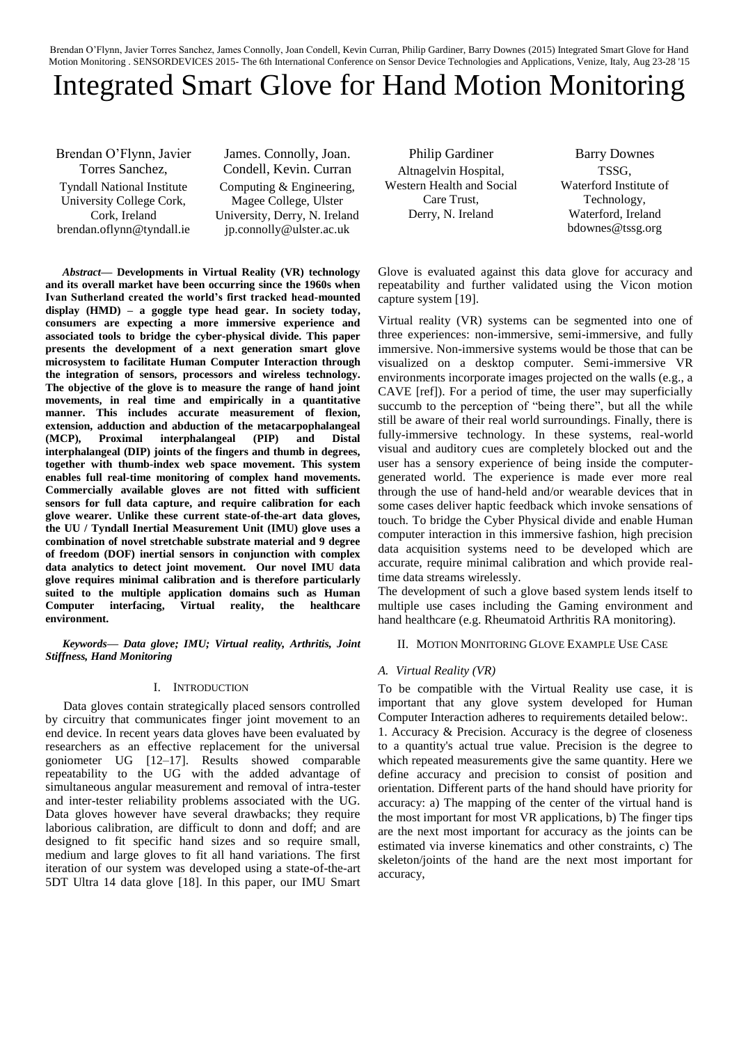Brendan O'Flynn, Javier Torres Sanchez, James Connolly, Joan Condell, Kevin Curran, Philip Gardiner, Barry Downes (2015) Integrated Smart Glove for Hand Motion Monitoring . SENSORDEVICES 2015- The 6th International Conference on Sensor Device Technologies and Applications, Venize, Italy, Aug 23-28 '15

# Integrated Smart Glove for Hand Motion Monitoring

Brendan O'Flynn, Javier Torres Sanchez,
Tyndall National Institute
University College Cork,
Cork, Ireland
brendan.oflynn@tyndall.ie

James. Connolly, Joan. Condell, Kevin. Curran
Computing & Engineering,
Magee College, Ulster University, Derry, N. Ireland
jp.connolly@ulster.ac.uk

Philip Gardiner
Altnagelvin Hospital,
Western Health and Social Care Trust,
Derry, N. Ireland

Barry Downes
TSSG,
Waterford Institute of Technology,
Waterford, Ireland
bdownes@tssg.org

***Abstract*— Developments in Virtual Reality (VR) technology and its overall market have been occurring since the 1960s when Ivan Sutherland created the world's first tracked head-mounted display (HMD) – a goggle type head gear. In society today, consumers are expecting a more immersive experience and associated tools to bridge the cyber-physical divide. This paper presents the development of a next generation smart glove microsystem to facilitate Human Computer Interaction through the integration of sensors, processors and wireless technology. The objective of the glove is to measure the range of hand joint movements, in real time and empirically in a quantitative manner. This includes accurate measurement of flexion, extension, adduction and abduction of the metacarpophalangeal (MCP), Proximal interphalangeal (PIP) and Distal interphalangeal (DIP) joints of the fingers and thumb in degrees, together with thumb-index web space movement. This system enables full real-time monitoring of complex hand movements. Commercially available gloves are not fitted with sufficient sensors for full data capture, and require calibration for each glove wearer. Unlike these current state-of-the-art data gloves, the UU / Tyndall Inertial Measurement Unit (IMU) glove uses a combination of novel stretchable substrate material and 9 degree of freedom (DOF) inertial sensors in conjunction with complex data analytics to detect joint movement. Our novel IMU data glove requires minimal calibration and is therefore particularly suited to the multiple application domains such as Human Computer interfacing, Virtual reality, the healthcare environment.**

***Keywords*— *Data glove; IMU; Virtual reality, Arthritis, Joint Stiffness, Hand Monitoring***

## I. INTRODUCTION

Data gloves contain strategically placed sensors controlled by circuitry that communicates finger joint movement to an end device. In recent years data gloves have been evaluated by researchers as an effective replacement for the universal goniometer UG [12–17]. Results showed comparable repeatability to the UG with the added advantage of simultaneous angular measurement and removal of intra-tester and inter-tester reliability problems associated with the UG. Data gloves however have several drawbacks; they require laborious calibration, are difficult to donn and doff; and are designed to fit specific hand sizes and so require small, medium and large gloves to fit all hand variations. The first iteration of our system was developed using a state-of-the-art 5DT Ultra 14 data glove [18]. In this paper, our IMU Smart Glove is evaluated against this data glove for accuracy and repeatability and further validated using the Vicon motion capture system [19].

Virtual reality (VR) systems can be segmented into one of three experiences: non-immersive, semi-immersive, and fully immersive. Non-immersive systems would be those that can be visualized on a desktop computer. Semi-immersive VR environments incorporate images projected on the walls (e.g., a CAVE [ref]). For a period of time, the user may superficially succumb to the perception of "being there", but all the while still be aware of their real world surroundings. Finally, there is fully-immersive technology. In these systems, real-world visual and auditory cues are completely blocked out and the user has a sensory experience of being inside the computer-generated world. The experience is made ever more real through the use of hand-held and/or wearable devices that in some cases deliver haptic feedback which invoke sensations of touch. To bridge the Cyber Physical divide and enable Human computer interaction in this immersive fashion, high precision data acquisition systems need to be developed which are accurate, require minimal calibration and which provide real-time data streams wirelessly.

The development of such a glove based system lends itself to multiple use cases including the Gaming environment and hand healthcare (e.g. Rheumatoid Arthritis RA monitoring).

## II. MOTION MONITORING GLOVE EXAMPLE USE CASE

### *A. Virtual Reality (VR)*

To be compatible with the Virtual Reality use case, it is important that any glove system developed for Human Computer Interaction adheres to requirements detailed below:.

1. Accuracy & Precision. Accuracy is the degree of closeness to a quantity's actual true value. Precision is the degree to which repeated measurements give the same quantity. Here we define accuracy and precision to consist of position and orientation. Different parts of the hand should have priority for accuracy: a) The mapping of the center of the virtual hand is the most important for most VR applications, b) The finger tips are the next most important for accuracy as the joints can be estimated via inverse kinematics and other constraints, c) The skeleton/joints of the hand are the next most important for accuracy,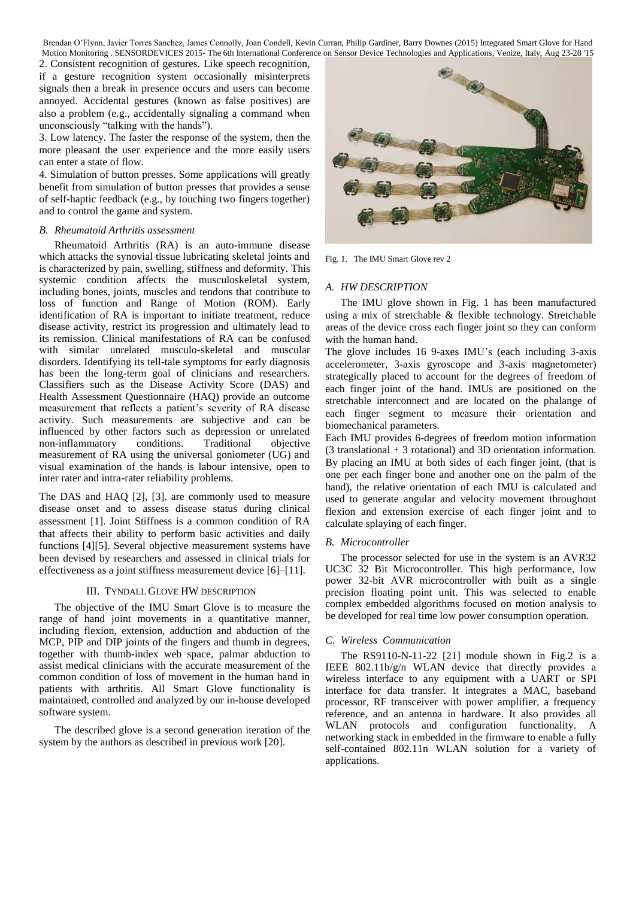2. Consistent recognition of gestures. Like speech recognition, if a gesture recognition system occasionally misinterprets signals then a break in presence occurs and users can become annoyed. Accidental gestures (known as false positives) are also a problem (e.g., accidentally signaling a command when unconsciously "talking with the hands").

3. Low latency. The faster the response of the system, then the more pleasant the user experience and the more easily users can enter a state of flow.

4. Simulation of button presses. Some applications will greatly benefit from simulation of button presses that provides a sense of self-haptic feedback (e.g., by touching two fingers together) and to control the game and system.

### *B. Rheumatoid Arthritis assessment*

Rheumatoid Arthritis (RA) is an auto-immune disease which attacks the synovial tissue lubricating skeletal joints and is characterized by pain, swelling, stiffness and deformity. This systemic condition affects the musculoskeletal system, including bones, joints, muscles and tendons that contribute to loss of function and Range of Motion (ROM). Early identification of RA is important to initiate treatment, reduce disease activity, restrict its progression and ultimately lead to its remission. Clinical manifestations of RA can be confused with similar unrelated musculo-skeletal and muscular disorders. Identifying its tell-tale symptoms for early diagnosis has been the long-term goal of clinicians and researchers. Classifiers such as the Disease Activity Score (DAS) and Health Assessment Questionnaire (HAQ) provide an outcome measurement that reflects a patient's severity of RA disease activity. Such measurements are subjective and can be influenced by other factors such as depression or unrelated non-inflammatory conditions. Traditional objective measurement of RA using the universal goniometer (UG) and visual examination of the hands is labour intensive, open to inter rater and intra-rater reliability problems.

The DAS and HAQ [2], [3]. are commonly used to measure disease onset and to assess disease status during clinical assessment [1]. Joint Stiffness is a common condition of RA that affects their ability to perform basic activities and daily functions [4][5]. Several objective measurement systems have been devised by researchers and assessed in clinical trials for effectiveness as a joint stiffness measurement device [6]–[11].

## III. Tyndall Glove HW description

The objective of the IMU Smart Glove is to measure the range of hand joint movements in a quantitative manner, including flexion, extension, adduction and abduction of the MCP, PIP and DIP joints of the fingers and thumb in degrees, together with thumb-index web space, palmar abduction to assist medical clinicians with the accurate measurement of the common condition of loss of movement in the human hand in patients with arthritis. All Smart Glove functionality is maintained, controlled and analyzed by our in-house developed software system.

The described glove is a second generation iteration of the system by the authors as described in previous work [20].

Fig. 1. The IMU Smart Glove rev 2

### *A. HW DESCRIPTION*

The IMU glove shown in Fig. 1 has been manufactured using a mix of stretchable & flexible technology. Stretchable areas of the device cross each finger joint so they can conform with the human hand.

The glove includes 16 9-axes IMU's (each including 3-axis accelerometer, 3-axis gyroscope and 3-axis magnetometer) strategically placed to account for the degrees of freedom of each finger joint of the hand. IMUs are positioned on the stretchable interconnect and are located on the phalange of each finger segment to measure their orientation and biomechanical parameters.

Each IMU provides 6-degrees of freedom motion information (3 translational + 3 rotational) and 3D orientation information. By placing an IMU at both sides of each finger joint, (that is one per each finger bone and another one on the palm of the hand), the relative orientation of each IMU is calculated and used to generate angular and velocity movement throughout flexion and extension exercise of each finger joint and to calculate splaying of each finger.

### *B. Microcontroller*

The processor selected for use in the system is an AVR32 UC3C 32 Bit Microcontroller. This high performance, low power 32-bit AVR microcontroller with built as a single precision floating point unit. This was selected to enable complex embedded algorithms focused on motion analysis to be developed for real time low power consumption operation.

### *C. Wireless Communication*

The RS9110-N-11-22 [21] module shown in Fig.2 is a IEEE 802.11b/g/n WLAN device that directly provides a wireless interface to any equipment with a UART or SPI interface for data transfer. It integrates a MAC, baseband processor, RF transceiver with power amplifier, a frequency reference, and an antenna in hardware. It also provides all WLAN protocols and configuration functionality. A networking stack in embedded in the firmware to enable a fully self-contained 802.11n WLAN solution for a variety of applications.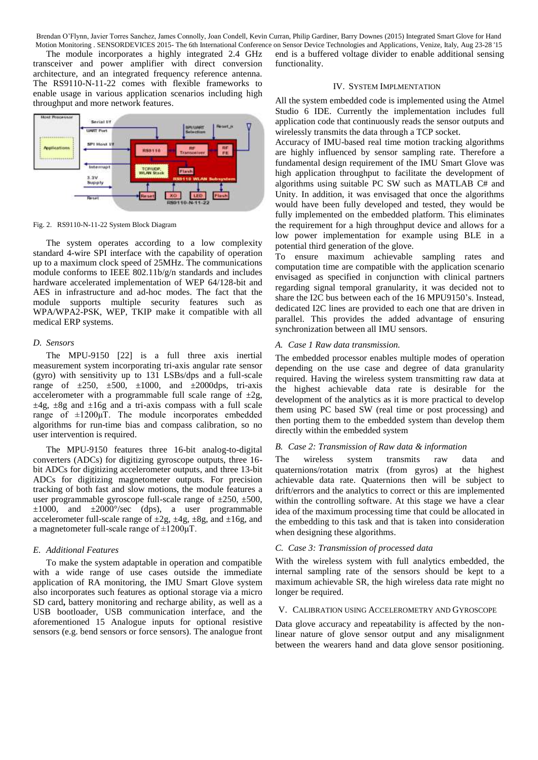The module incorporates a highly integrated 2.4 GHz transceiver and power amplifier with direct conversion architecture, and an integrated frequency reference antenna. The RS9110-N-11-22 comes with flexible frameworks to enable usage in various application scenarios including high throughput and more network features.

Fig. 2. RS9110-N-11-22 System Block Diagram

The system operates according to a low complexity standard 4-wire SPI interface with the capability of operation up to a maximum clock speed of 25MHz. The communications module conforms to IEEE 802.11b/g/n standards and includes hardware accelerated implementation of WEP 64/128-bit and AES in infrastructure and ad-hoc modes. The fact that the module supports multiple security features such as WPA/WPA2-PSK, WEP, TKIP make it compatible with all medical ERP systems.

### D. Sensors

The MPU-9150 [22] is a full three axis inertial measurement system incorporating tri-axis angular rate sensor (gyro) with sensitivity up to 131 LSBs/dps and a full-scale range of ±250, ±500, ±1000, and ±2000dps, tri-axis accelerometer with a programmable full scale range of ±2g, ±4g, ±8g and ±16g and a tri-axis compass with a full scale range of ±1200μT. The module incorporates embedded algorithms for run-time bias and compass calibration, so no user intervention is required.

The MPU-9150 features three 16-bit analog-to-digital converters (ADCs) for digitizing gyroscope outputs, three 16-bit ADCs for digitizing accelerometer outputs, and three 13-bit ADCs for digitizing magnetometer outputs. For precision tracking of both fast and slow motions, the module features a user programmable gyroscope full-scale range of ±250, ±500, ±1000, and ±2000°/sec (dps), a user programmable accelerometer full-scale range of ±2g, ±4g, ±8g, and ±16g, and a magnetometer full-scale range of ±1200μT.

### E. Additional Features

To make the system adaptable in operation and compatible with a wide range of use cases outside the immediate application of RA monitoring, the IMU Smart Glove system also incorporates such features as optional storage via a micro SD card**,** battery monitoring and recharge ability, as well as a USB bootloader, USB communication interface, and the aforementioned 15 Analogue inputs for optional resistive sensors (e.g. bend sensors or force sensors). The analogue front end is a buffered voltage divider to enable additional sensing functionality.

## IV. System Implmentation

All the system embedded code is implemented using the Atmel Studio 6 IDE. Currently the implementation includes full application code that continuously reads the sensor outputs and wirelessly transmits the data through a TCP socket.

Accuracy of IMU-based real time motion tracking algorithms are highly influenced by sensor sampling rate. Therefore a fundamental design requirement of the IMU Smart Glove was high application throughput to facilitate the development of algorithms using suitable PC SW such as MATLAB C# and Unity. In addition, it was envisaged that once the algorithms would have been fully developed and tested, they would be fully implemented on the embedded platform. This eliminates the requirement for a high throughput device and allows for a low power implementation for example using BLE in a potential third generation of the glove.

To ensure maximum achievable sampling rates and computation time are compatible with the application scenario envisaged as specified in conjunction with clinical partners regarding signal temporal granularity, it was decided not to share the I2C bus between each of the 16 MPU9150's. Instead, dedicated I2C lines are provided to each one that are driven in parallel. This provides the added advantage of ensuring synchronization between all IMU sensors.

### A. Case 1 Raw data transmission.

The embedded processor enables multiple modes of operation depending on the use case and degree of data granularity required. Having the wireless system transmitting raw data at the highest achievable data rate is desirable for the development of the analytics as it is more practical to develop them using PC based SW (real time or post processing) and then porting them to the embedded system than develop them directly within the embedded system

### B. Case 2: Transmission of Raw data & information

The wireless system transmits raw data and quaternions/rotation matrix (from gyros) at the highest achievable data rate. Quaternions then will be subject to drift/errors and the analytics to correct or this are implemented within the controlling software. At this stage we have a clear idea of the maximum processing time that could be allocated in the embedding to this task and that is taken into consideration when designing these algorithms.

### C. Case 3: Transmission of processed data

With the wireless system with full analytics embedded, the internal sampling rate of the sensors should be kept to a maximum achievable SR, the high wireless data rate might no longer be required.

## V. Calibration using Accelerometry and Gyroscope

Data glove accuracy and repeatability is affected by the non-linear nature of glove sensor output and any misalignment between the wearers hand and data glove sensor positioning.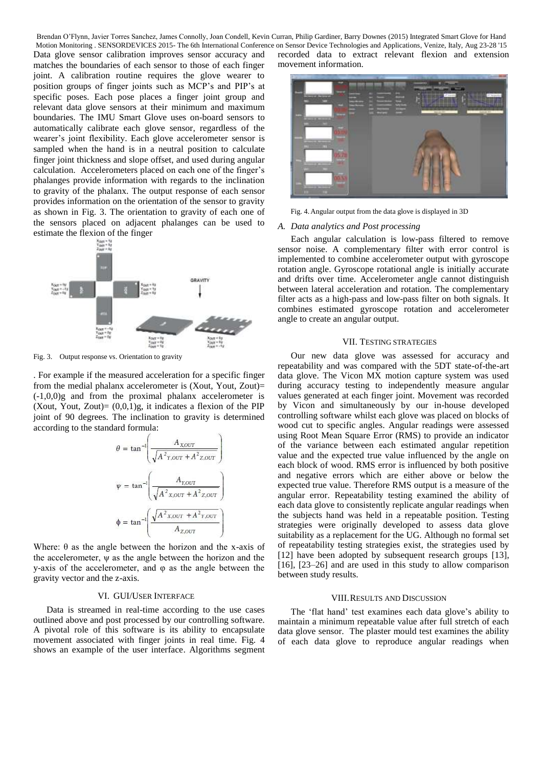Data glove sensor calibration improves sensor accuracy and matches the boundaries of each sensor to those of each finger joint. A calibration routine requires the glove wearer to position groups of finger joints such as MCP's and PIP's at specific poses. Each pose places a finger joint group and relevant data glove sensors at their minimum and maximum boundaries. The IMU Smart Glove uses on-board sensors to automatically calibrate each glove sensor, regardless of the wearer's joint flexibility. Each glove accelerometer sensor is sampled when the hand is in a neutral position to calculate finger joint thickness and slope offset, and used during angular calculation. Accelerometers placed on each one of the finger's phalanges provide information with regards to the inclination to gravity of the phalanx. The output response of each sensor provides information on the orientation of the sensor to gravity as shown in Fig. 3. The orientation to gravity of each one of the sensors placed on adjacent phalanges can be used to estimate the flexion of the finger

Fig. 3. Output response vs. Orientation to gravity

. For example if the measured acceleration for a specific finger from the medial phalanx accelerometer is (Xout, Yout, Zout)= (-1,0,0)g and from the proximal phalanx accelerometer is (Xout, Yout, Zout)= (0,0,1)g, it indicates a flexion of the PIP joint of 90 degrees. The inclination to gravity is determined according to the standard formula:

$$\theta = \tan^{-1}\left(\frac{A_{X,OUT}}{\sqrt{A^2_{Y,OUT} + A^2_{Z,OUT}}}\right)$$

$$\psi = \tan^{-1}\left(\frac{A_{Y,OUT}}{\sqrt{A^2_{X,OUT} + A^2_{Z,OUT}}}\right)$$

$$\phi = \tan^{-1}\left(\frac{\sqrt{A^2_{X,OUT} + A^2_{Y,OUT}}}{A_{Z,OUT}}\right)$$

Where: θ as the angle between the horizon and the x-axis of the accelerometer, ψ as the angle between the horizon and the y-axis of the accelerometer, and φ as the angle between the gravity vector and the z-axis.

## VI. GUI/User Interface

Data is streamed in real-time according to the use cases outlined above and post processed by our controlling software. A pivotal role of this software is its ability to encapsulate movement associated with finger joints in real time. Fig. 4 shows an example of the user interface. Algorithms segment recorded data to extract relevant flexion and extension movement information.

Fig. 4. Angular output from the data glove is displayed in 3D

### A. *Data analytics and Post processing*

Each angular calculation is low-pass filtered to remove sensor noise. A complementary filter with error control is implemented to combine accelerometer output with gyroscope rotation angle. Gyroscope rotational angle is initially accurate and drifts over time. Accelerometer angle cannot distinguish between lateral acceleration and rotation. The complementary filter acts as a high-pass and low-pass filter on both signals. It combines estimated gyroscope rotation and accelerometer angle to create an angular output.

## VII. Testing Strategies

Our new data glove was assessed for accuracy and repeatability and was compared with the 5DT state-of-the-art data glove. The Vicon MX motion capture system was used during accuracy testing to independently measure angular values generated at each finger joint. Movement was recorded by Vicon and simultaneously by our in-house developed controlling software whilst each glove was placed on blocks of wood cut to specific angles. Angular readings were assessed using Root Mean Square Error (RMS) to provide an indicator of the variance between each estimated angular repetition value and the expected true value influenced by the angle on each block of wood. RMS error is influenced by both positive and negative errors which are either above or below the expected true value. Therefore RMS output is a measure of the angular error. Repeatability testing examined the ability of each data glove to consistently replicate angular readings when the subjects hand was held in a repeatable position. Testing strategies were originally developed to assess data glove suitability as a replacement for the UG. Although no formal set of repeatability testing strategies exist, the strategies used by [12] have been adopted by subsequent research groups [13], [16], [23–26] and are used in this study to allow comparison between study results.

## VIII. Results and Discussion

The 'flat hand' test examines each data glove's ability to maintain a minimum repeatable value after full stretch of each data glove sensor. The plaster mould test examines the ability of each data glove to reproduce angular readings when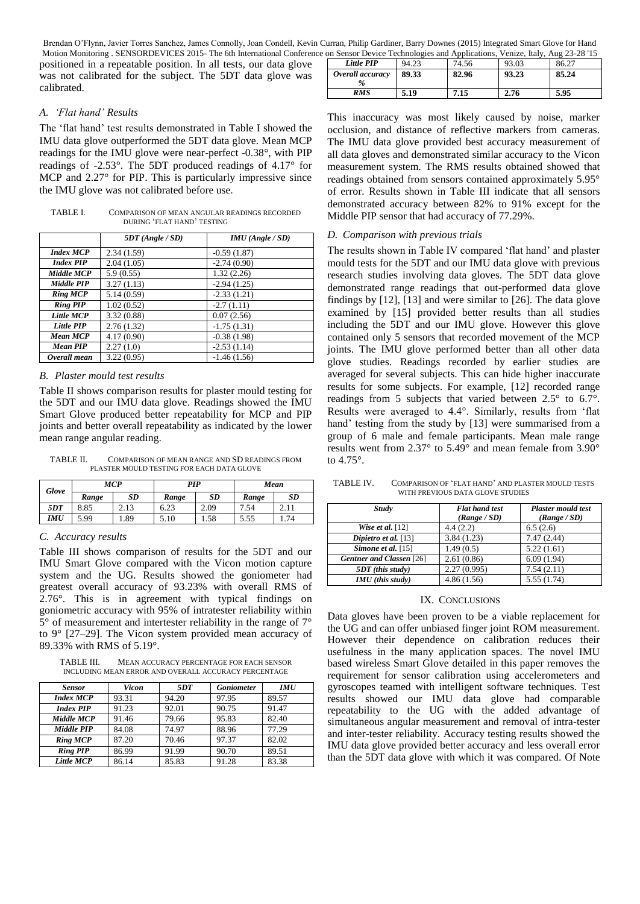positioned in a repeatable position. In all tests, our data glove was not calibrated for the subject. The 5DT data glove was calibrated.

### A. 'Flat hand' Results

The 'flat hand' test results demonstrated in Table I showed the IMU data glove outperformed the 5DT data glove. Mean MCP readings for the IMU glove were near-perfect -0.38°, with PIP readings of -2.53°. The 5DT produced readings of 4.17° for MCP and 2.27° for PIP. This is particularly impressive since the IMU glove was not calibrated before use.

TABLE I. COMPARISON OF MEAN ANGULAR READINGS RECORDED DURING 'FLAT HAND' TESTING

| | *5DT (Angle / SD)* | *IMU (Angle / SD)* |
|---|---|---|
| ***Index MCP*** | 2.34 (1.59) | -0.59 (1.87) |
| ***Index PIP*** | 2.04 (1.05) | -2.74 (0.90) |
| ***Middle MCP*** | 5.9 (0.55) | 1.32 (2.26) |
| ***Middle PIP*** | 3.27 (1.13) | -2.94 (1.25) |
| ***Ring MCP*** | 5.14 (0.59) | -2.33 (1.21) |
| ***Ring PIP*** | 1.02 (0.52) | -2.7 (1.11) |
| ***Little MCP*** | 3.32 (0.88) | 0.07 (2.56) |
| ***Little PIP*** | 2.76 (1.32) | -1.75 (1.31) |
| ***Mean MCP*** | 4.17 (0.90) | -0.38 (1.98) |
| ***Mean PIP*** | 2.27 (1.0) | -2.53 (1.14) |
| ***Overall mean*** | 3.22 (0.95) | -1.46 (1.56) |

### B. Plaster mould test results

Table II shows comparison results for plaster mould testing for the 5DT and our IMU data glove. Readings showed the IMU Smart Glove produced better repeatability for MCP and PIP joints and better overall repeatability as indicated by the lower mean range angular reading.

TABLE II. COMPARISON OF MEAN RANGE AND SD READINGS FROM PLASTER MOULD TESTING FOR EACH DATA GLOVE

| *Glove* | *MCP* | | *PIP* | | *Mean* | |
|---|---|---|---|---|---|---|
| | *Range* | *SD* | *Range* | *SD* | *Range* | *SD* |
| ***5DT*** | 8.85 | 2.13 | 6.23 | 2.09 | 7.54 | 2.11 |
| ***IMU*** | 5.99 | 1.89 | 5.10 | 1.58 | 5.55 | 1.74 |

### C. Accuracy results

Table III shows comparison of results for the 5DT and our IMU Smart Glove compared with the Vicon motion capture system and the UG. Results showed the goniometer had greatest overall accuracy of 93.23% with overall RMS of 2.76°. This is in agreement with typical findings on goniometric accuracy with 95% of intratester reliability within 5° of measurement and intertester reliability in the range of 7° to 9° [27–29]. The Vicon system provided mean accuracy of 89.33% with RMS of 5.19°.

TABLE III. MEAN ACCURACY PERCENTAGE FOR EACH SENSOR INCLUDING MEAN ERROR AND OVERALL ACCURACY PERCENTAGE

| *Sensor* | *Vicon* | *5DT* | *Goniometer* | *IMU* |
|---|---|---|---|---|
| ***Index MCP*** | 93.31 | 94.20 | 97.95 | 89.57 |
| ***Index PIP*** | 91.23 | 92.01 | 90.75 | 91.47 |
| ***Middle MCP*** | 91.46 | 79.66 | 95.83 | 82.40 |
| ***Middle PIP*** | 84.08 | 74.97 | 88.96 | 77.29 |
| ***Ring MCP*** | 87.20 | 70.46 | 97.37 | 82.02 |
| ***Ring PIP*** | 86.99 | 91.99 | 90.70 | 89.51 |
| ***Little MCP*** | 86.14 | 85.83 | 91.28 | 83.38 |
| ***Little PIP*** | 94.23 | 74.56 | 93.03 | 86.27 |
| ***Overall accuracy %*** | **89.33** | **82.96** | **93.23** | **85.24** |
| ***RMS*** | **5.19** | **7.15** | **2.76** | **5.95** |

This inaccuracy was most likely caused by noise, marker occlusion, and distance of reflective markers from cameras. The IMU data glove provided best accuracy measurement of all data gloves and demonstrated similar accuracy to the Vicon measurement system. The RMS results obtained showed that readings obtained from sensors contained approximately 5.95° of error. Results shown in Table III indicate that all sensors demonstrated accuracy between 82% to 91% except for the Middle PIP sensor that had accuracy of 77.29%.

### D. Comparison with previous trials

The results shown in Table IV compared 'flat hand' and plaster mould tests for the 5DT and our IMU data glove with previous research studies involving data gloves. The 5DT data glove demonstrated range readings that out-performed data glove findings by [12], [13] and were similar to [26]. The data glove examined by [15] provided better results than all studies including the 5DT and our IMU glove. However this glove contained only 5 sensors that recorded movement of the MCP joints. The IMU glove performed better than all other data glove studies. Readings recorded by earlier studies are averaged for several subjects. This can hide higher inaccurate results for some subjects. For example, [12] recorded range readings from 5 subjects that varied between 2.5° to 6.7°. Results were averaged to 4.4°. Similarly, results from 'flat hand' testing from the study by [13] were summarised from a group of 6 male and female participants. Mean male range results went from 2.37° to 5.49° and mean female from 3.90° to 4.75°.

TABLE IV. COMPARISON OF 'FLAT HAND' AND PLASTER MOULD TESTS WITH PREVIOUS DATA GLOVE STUDIES

| *Study* | *Flat hand test (Range / SD)* | *Plaster mould test (Range / SD)* |
|---|---|---|
| ***Wise et al.*** [12] | 4.4 (2.2) | 6.5 (2.6) |
| ***Dipietro et al.*** [13] | 3.84 (1.23) | 7.47 (2.44) |
| ***Simone et al.*** [15] | 1.49 (0.5) | 5.22 (1.61) |
| ***Gentner and Classen*** [26] | 2.61 (0.86) | 6.09 (1.94) |
| ***5DT (this study)*** | 2.27 (0.995) | 7.54 (2.11) |
| ***IMU (this study)*** | 4.86 (1.56) | 5.55 (1.74) |

## IX. CONCLUSIONS

Data gloves have been proven to be a viable replacement for the UG and can offer unbiased finger joint ROM measurement. However their dependence on calibration reduces their usefulness in the many application spaces. The novel IMU based wireless Smart Glove detailed in this paper removes the requirement for sensor calibration using accelerometers and gyroscopes teamed with intelligent software techniques. Test results showed our IMU data glove had comparable repeatability to the UG with the added advantage of simultaneous angular measurement and removal of intra-tester and inter-tester reliability. Accuracy testing results showed the IMU data glove provided better accuracy and less overall error than the 5DT data glove with which it was compared. Of Note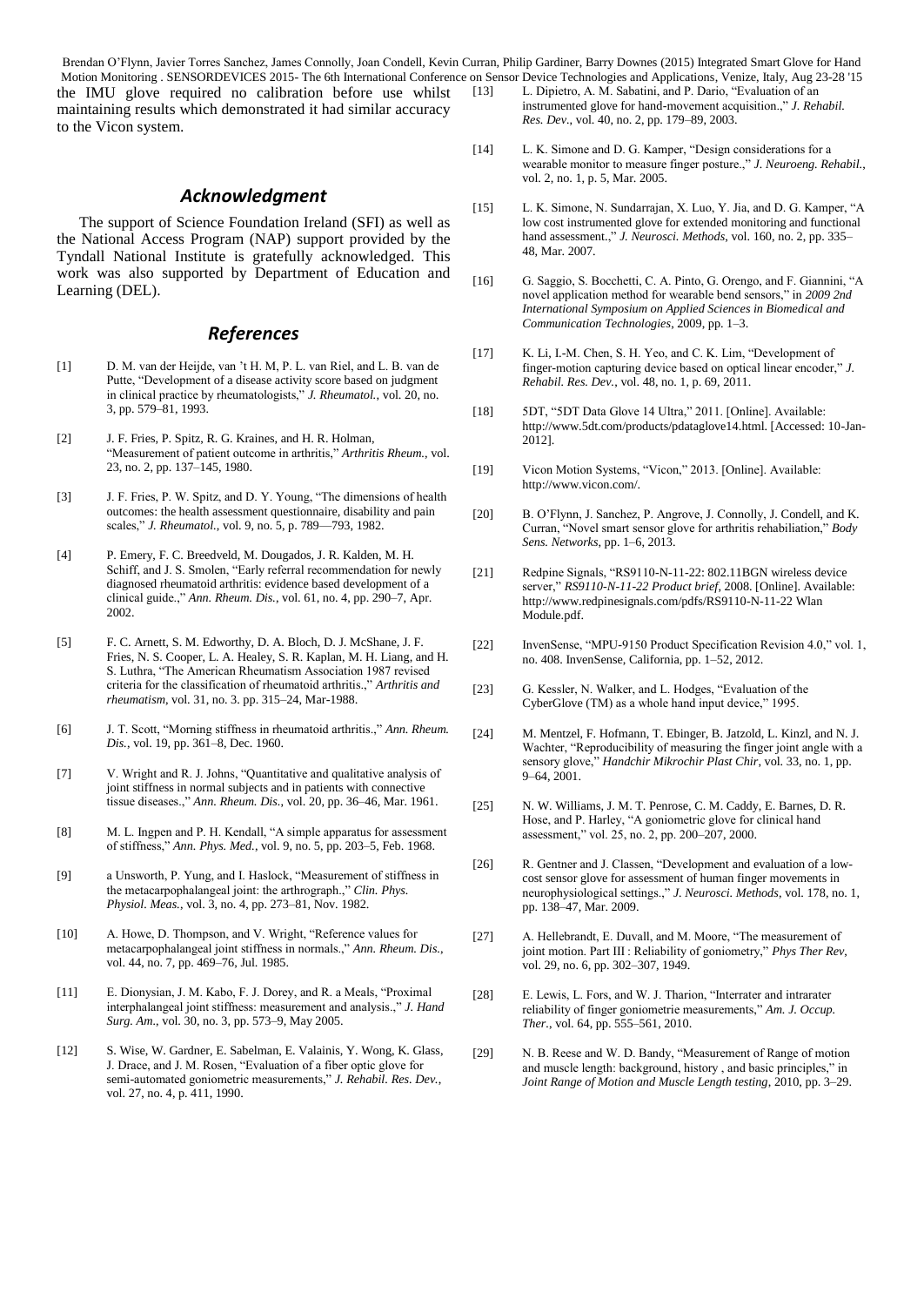the IMU glove required no calibration before use whilst maintaining results which demonstrated it had similar accuracy to the Vicon system.

## *Acknowledgment*

The support of Science Foundation Ireland (SFI) as well as the National Access Program (NAP) support provided by the Tyndall National Institute is gratefully acknowledged. This work was also supported by Department of Education and Learning (DEL).

## *References*

[1] D. M. van der Heijde, van 't H. M, P. L. van Riel, and L. B. van de Putte, "Development of a disease activity score based on judgment in clinical practice by rheumatologists," *J. Rheumatol.*, vol. 20, no. 3, pp. 579–81, 1993.

[2] J. F. Fries, P. Spitz, R. G. Kraines, and H. R. Holman, "Measurement of patient outcome in arthritis," *Arthritis Rheum.*, vol. 23, no. 2, pp. 137–145, 1980.

[3] J. F. Fries, P. W. Spitz, and D. Y. Young, "The dimensions of health outcomes: the health assessment questionnaire, disability and pain scales," *J. Rheumatol.*, vol. 9, no. 5, p. 789—793, 1982.

[4] P. Emery, F. C. Breedveld, M. Dougados, J. R. Kalden, M. H. Schiff, and J. S. Smolen, "Early referral recommendation for newly diagnosed rheumatoid arthritis: evidence based development of a clinical guide.," *Ann. Rheum. Dis.*, vol. 61, no. 4, pp. 290–7, Apr. 2002.

[5] F. C. Arnett, S. M. Edworthy, D. A. Bloch, D. J. McShane, J. F. Fries, N. S. Cooper, L. A. Healey, S. R. Kaplan, M. H. Liang, and H. S. Luthra, "The American Rheumatism Association 1987 revised criteria for the classification of rheumatoid arthritis.," *Arthritis and rheumatism*, vol. 31, no. 3. pp. 315–24, Mar-1988.

[6] J. T. Scott, "Morning stiffness in rheumatoid arthritis.," *Ann. Rheum. Dis.*, vol. 19, pp. 361–8, Dec. 1960.

[7] V. Wright and R. J. Johns, "Quantitative and qualitative analysis of joint stiffness in normal subjects and in patients with connective tissue diseases.," *Ann. Rheum. Dis.*, vol. 20, pp. 36–46, Mar. 1961.

[8] M. L. Ingpen and P. H. Kendall, "A simple apparatus for assessment of stiffness," *Ann. Phys. Med.*, vol. 9, no. 5, pp. 203–5, Feb. 1968.

[9] a Unsworth, P. Yung, and I. Haslock, "Measurement of stiffness in the metacarpophalangeal joint: the arthrograph.," *Clin. Phys. Physiol. Meas.*, vol. 3, no. 4, pp. 273–81, Nov. 1982.

[10] A. Howe, D. Thompson, and V. Wright, "Reference values for metacarpophalangeal joint stiffness in normals.," *Ann. Rheum. Dis.*, vol. 44, no. 7, pp. 469–76, Jul. 1985.

[11] E. Dionysian, J. M. Kabo, F. J. Dorey, and R. a Meals, "Proximal interphalangeal joint stiffness: measurement and analysis.," *J. Hand Surg. Am.*, vol. 30, no. 3, pp. 573–9, May 2005.

[12] S. Wise, W. Gardner, E. Sabelman, E. Valainis, Y. Wong, K. Glass, J. Drace, and J. M. Rosen, "Evaluation of a fiber optic glove for semi-automated goniometric measurements," *J. Rehabil. Res. Dev.*, vol. 27, no. 4, p. 411, 1990.

[13] L. Dipietro, A. M. Sabatini, and P. Dario, "Evaluation of an instrumented glove for hand-movement acquisition.," *J. Rehabil. Res. Dev.*, vol. 40, no. 2, pp. 179–89, 2003.

[14] L. K. Simone and D. G. Kamper, "Design considerations for a wearable monitor to measure finger posture.," *J. Neuroeng. Rehabil.*, vol. 2, no. 1, p. 5, Mar. 2005.

[15] L. K. Simone, N. Sundarrajan, X. Luo, Y. Jia, and D. G. Kamper, "A low cost instrumented glove for extended monitoring and functional hand assessment.," *J. Neurosci. Methods*, vol. 160, no. 2, pp. 335–48, Mar. 2007.

[16] G. Saggio, S. Bocchetti, C. A. Pinto, G. Orengo, and F. Giannini, "A novel application method for wearable bend sensors," in *2009 2nd International Symposium on Applied Sciences in Biomedical and Communication Technologies*, 2009, pp. 1–3.

[17] K. Li, I.-M. Chen, S. H. Yeo, and C. K. Lim, "Development of finger-motion capturing device based on optical linear encoder," *J. Rehabil. Res. Dev.*, vol. 48, no. 1, p. 69, 2011.

[18] 5DT, "5DT Data Glove 14 Ultra," 2011. [Online]. Available: http://www.5dt.com/products/pdataglove14.html. [Accessed: 10-Jan-2012].

[19] Vicon Motion Systems, "Vicon," 2013. [Online]. Available: http://www.vicon.com/.

[20] B. O'Flynn, J. Sanchez, P. Angrove, J. Connolly, J. Condell, and K. Curran, "Novel smart sensor glove for arthritis rehabiliation," *Body Sens. Networks*, pp. 1–6, 2013.

[21] Redpine Signals, "RS9110-N-11-22: 802.11BGN wireless device server," *RS9110-N-11-22 Product brief*, 2008. [Online]. Available: http://www.redpinesignals.com/pdfs/RS9110-N-11-22 Wlan Module.pdf.

[22] InvenSense, "MPU-9150 Product Specification Revision 4.0," vol. 1, no. 408. InvenSense, California, pp. 1–52, 2012.

[23] G. Kessler, N. Walker, and L. Hodges, "Evaluation of the CyberGlove (TM) as a whole hand input device," 1995.

[24] M. Mentzel, F. Hofmann, T. Ebinger, B. Jatzold, L. Kinzl, and N. J. Wachter, "Reproducibility of measuring the finger joint angle with a sensory glove," *Handchir Mikrochir Plast Chir*, vol. 33, no. 1, pp. 9–64, 2001.

[25] N. W. Williams, J. M. T. Penrose, C. M. Caddy, E. Barnes, D. R. Hose, and P. Harley, "A goniometric glove for clinical hand assessment," vol. 25, no. 2, pp. 200–207, 2000.

[26] R. Gentner and J. Classen, "Development and evaluation of a low-cost sensor glove for assessment of human finger movements in neurophysiological settings.," *J. Neurosci. Methods*, vol. 178, no. 1, pp. 138–47, Mar. 2009.

[27] A. Hellebrandt, E. Duvall, and M. Moore, "The measurement of joint motion. Part III : Reliability of goniometry," *Phys Ther Rev*, vol. 29, no. 6, pp. 302–307, 1949.

[28] E. Lewis, L. Fors, and W. J. Tharion, "Interrater and intrarater reliability of finger goniometric measurements," *Am. J. Occup. Ther.*, vol. 64, pp. 555–561, 2010.

[29] N. B. Reese and W. D. Bandy, "Measurement of Range of motion and muscle length: background, history , and basic principles," in *Joint Range of Motion and Muscle Length testing*, 2010, pp. 3–29.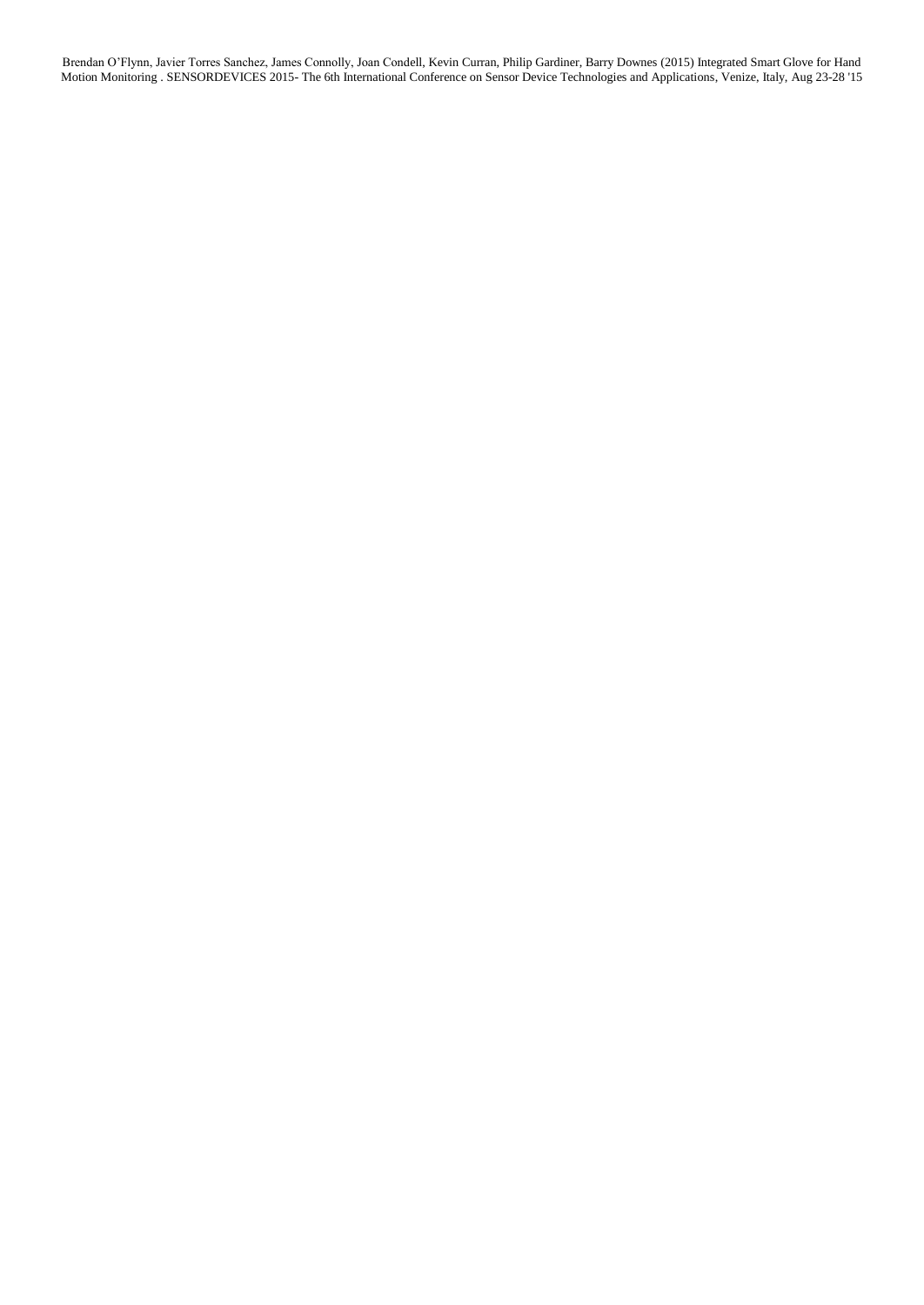Brendan O'Flynn, Javier Torres Sanchez, James Connolly, Joan Condell, Kevin Curran, Philip Gardiner, Barry Downes (2015) Integrated Smart Glove for Hand Motion Monitoring . SENSORDEVICES 2015- The 6th International Conference on Sensor Device Technologies and Applications, Venize, Italy, Aug 23-28 '15